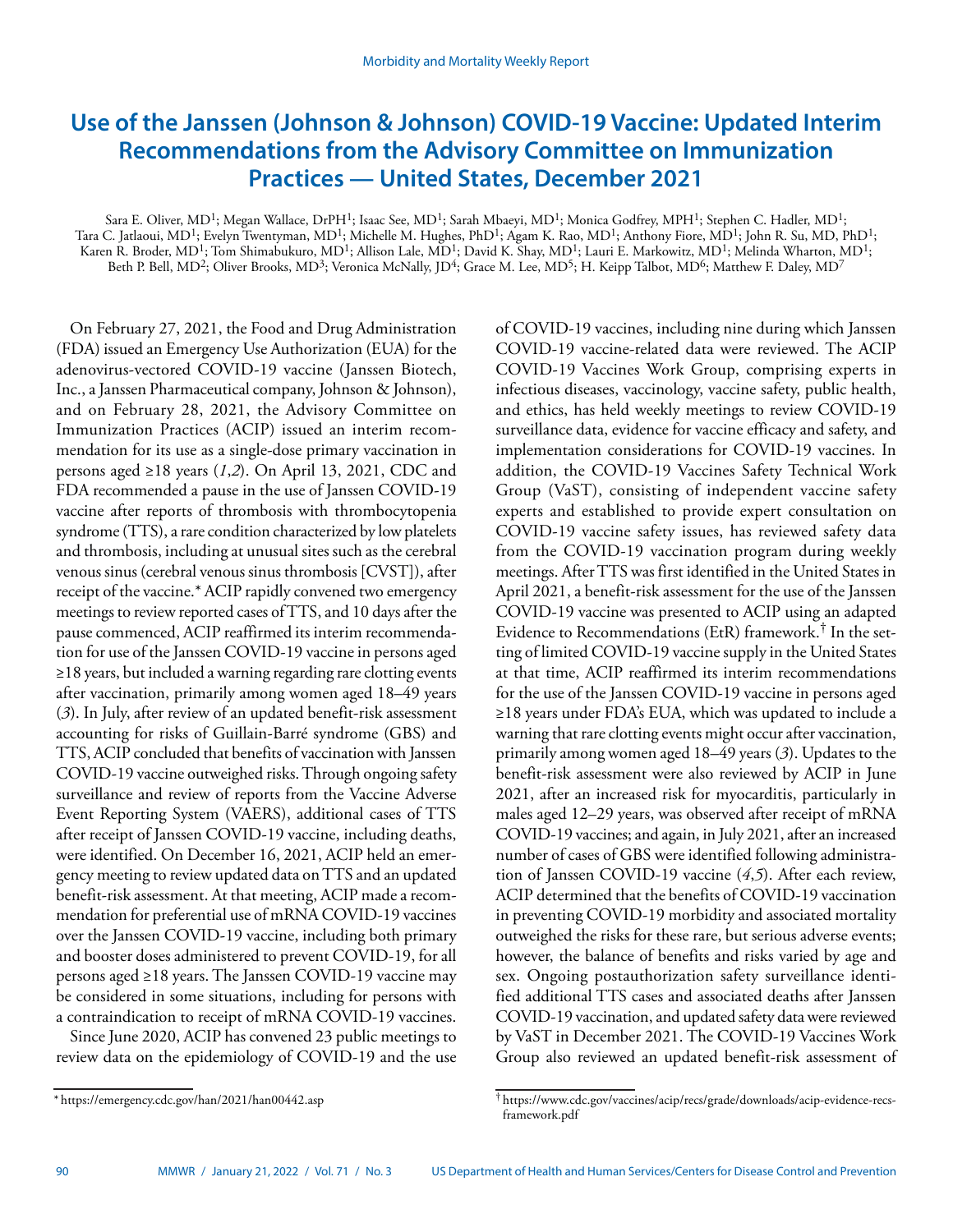# Use of the Janssen (Johnson & Johnson) COVID-19 Vaccine: Updated Interim Recommendations from the Advisory Committee on Immunization Practices — United States, December 2021

Sara E. Oliver, MD[1]; Megan Wallace, DrPH[1]; Isaac See, MD[1]; Sarah Mbaeyi, MD[1]; Monica Godfrey, MPH[1]; Stephen C. Hadler, MD[1]; Tara C. Jatlaoui, MD[1]; Evelyn Twentyman, MD[1]; Michelle M. Hughes, PhD[1]; Agam K. Rao, MD[1]; Anthony Fiore, MD[1]; John R. Su, MD, PhD[1]; Karen R. Broder, MD[1]; Tom Shimabukuro, MD[1]; Allison Lale, MD[1]; David K. Shay, MD[1]; Lauri E. Markowitz, MD[1]; Melinda Wharton, MD[1]; Beth P. Bell, MD[2]; Oliver Brooks, MD[3]; Veronica McNally, JD[4]; Grace M. Lee, MD[5]; H. Keipp Talbot, MD[6]; Matthew F. Daley, MD[7]

On February 27, 2021, the Food and Drug Administration (FDA) issued an Emergency Use Authorization (EUA) for the adenovirus-vectored COVID-19 vaccine (Janssen Biotech, Inc., a Janssen Pharmaceutical company, Johnson & Johnson), and on February 28, 2021, the Advisory Committee on Immunization Practices (ACIP) issued an interim recommendation for its use as a single-dose primary vaccination in persons aged ≥18 years (*1*,*2*). On April 13, 2021, CDC and FDA recommended a pause in the use of Janssen COVID-19 vaccine after reports of thrombosis with thrombocytopenia syndrome (TTS), a rare condition characterized by low platelets and thrombosis, including at unusual sites such as the cerebral venous sinus (cerebral venous sinus thrombosis [CVST]), after receipt of the vaccine.* ACIP rapidly convened two emergency meetings to review reported cases of TTS, and 10 days after the pause commenced, ACIP reaffirmed its interim recommendation for use of the Janssen COVID-19 vaccine in persons aged ≥18 years, but included a warning regarding rare clotting events after vaccination, primarily among women aged 18–49 years (*3*). In July, after review of an updated benefit-risk assessment accounting for risks of Guillain-Barré syndrome (GBS) and TTS, ACIP concluded that benefits of vaccination with Janssen COVID-19 vaccine outweighed risks. Through ongoing safety surveillance and review of reports from the Vaccine Adverse Event Reporting System (VAERS), additional cases of TTS after receipt of Janssen COVID-19 vaccine, including deaths, were identified. On December 16, 2021, ACIP held an emergency meeting to review updated data on TTS and an updated benefit-risk assessment. At that meeting, ACIP made a recommendation for preferential use of mRNA COVID-19 vaccines over the Janssen COVID-19 vaccine, including both primary and booster doses administered to prevent COVID-19, for all persons aged ≥18 years. The Janssen COVID-19 vaccine may be considered in some situations, including for persons with a contraindication to receipt of mRNA COVID-19 vaccines.

Since June 2020, ACIP has convened 23 public meetings to review data on the epidemiology of COVID-19 and the use of COVID-19 vaccines, including nine during which Janssen COVID-19 vaccine-related data were reviewed. The ACIP COVID-19 Vaccines Work Group, comprising experts in infectious diseases, vaccinology, vaccine safety, public health, and ethics, has held weekly meetings to review COVID-19 surveillance data, evidence for vaccine efficacy and safety, and implementation considerations for COVID-19 vaccines. In addition, the COVID-19 Vaccines Safety Technical Work Group (VaST), consisting of independent vaccine safety experts and established to provide expert consultation on COVID-19 vaccine safety issues, has reviewed safety data from the COVID-19 vaccination program during weekly meetings. After TTS was first identified in the United States in April 2021, a benefit-risk assessment for the use of the Janssen COVID-19 vaccine was presented to ACIP using an adapted Evidence to Recommendations (EtR) framework.† In the setting of limited COVID-19 vaccine supply in the United States at that time, ACIP reaffirmed its interim recommendations for the use of the Janssen COVID-19 vaccine in persons aged ≥18 years under FDA's EUA, which was updated to include a warning that rare clotting events might occur after vaccination, primarily among women aged 18–49 years (*3*). Updates to the benefit-risk assessment were also reviewed by ACIP in June 2021, after an increased risk for myocarditis, particularly in males aged 12–29 years, was observed after receipt of mRNA COVID-19 vaccines; and again, in July 2021, after an increased number of cases of GBS were identified following administration of Janssen COVID-19 vaccine (*4*,*5*). After each review, ACIP determined that the benefits of COVID-19 vaccination in preventing COVID-19 morbidity and associated mortality outweighed the risks for these rare, but serious adverse events; however, the balance of benefits and risks varied by age and sex. Ongoing postauthorization safety surveillance identified additional TTS cases and associated deaths after Janssen COVID-19 vaccination, and updated safety data were reviewed by VaST in December 2021. The COVID-19 Vaccines Work Group also reviewed an updated benefit-risk assessment of

\* https://emergency.cdc.gov/han/2021/han00442.asp

† https://www.cdc.gov/vaccines/acip/recs/grade/downloads/acip-evidence-recs-framework.pdf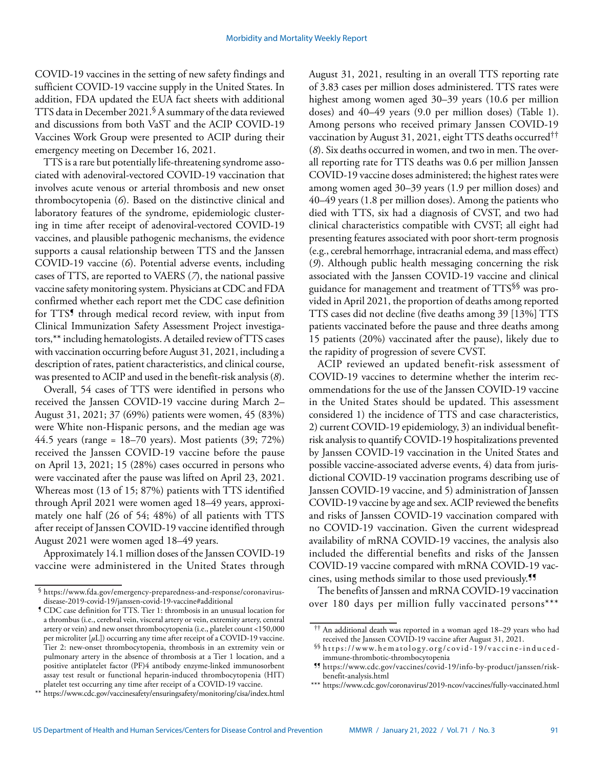COVID-19 vaccines in the setting of new safety findings and sufficient COVID-19 vaccine supply in the United States. In addition, FDA updated the EUA fact sheets with additional TTS data in December 2021.[§] A summary of the data reviewed and discussions from both VaST and the ACIP COVID-19 Vaccines Work Group were presented to ACIP during their emergency meeting on December 16, 2021.

TTS is a rare but potentially life-threatening syndrome associated with adenoviral-vectored COVID-19 vaccination that involves acute venous or arterial thrombosis and new onset thrombocytopenia (*6*). Based on the distinctive clinical and laboratory features of the syndrome, epidemiologic clustering in time after receipt of adenoviral-vectored COVID-19 vaccines, and plausible pathogenic mechanisms, the evidence supports a causal relationship between TTS and the Janssen COVID-19 vaccine (*6*). Potential adverse events, including cases of TTS, are reported to VAERS (*7*), the national passive vaccine safety monitoring system. Physicians at CDC and FDA confirmed whether each report met the CDC case definition for TTS[¶] through medical record review, with input from Clinical Immunization Safety Assessment Project investigators,[**] including hematologists. A detailed review of TTS cases with vaccination occurring before August 31, 2021, including a description of rates, patient characteristics, and clinical course, was presented to ACIP and used in the benefit-risk analysis (*8*).

Overall, 54 cases of TTS were identified in persons who received the Janssen COVID-19 vaccine during March 2–August 31, 2021; 37 (69%) patients were women, 45 (83%) were White non-Hispanic persons, and the median age was 44.5 years (range = 18–70 years). Most patients (39; 72%) received the Janssen COVID-19 vaccine before the pause on April 13, 2021; 15 (28%) cases occurred in persons who were vaccinated after the pause was lifted on April 23, 2021. Whereas most (13 of 15; 87%) patients with TTS identified through April 2021 were women aged 18–49 years, approximately one half (26 of 54; 48%) of all patients with TTS after receipt of Janssen COVID-19 vaccine identified through August 2021 were women aged 18–49 years.

Approximately 14.1 million doses of the Janssen COVID-19 vaccine were administered in the United States through August 31, 2021, resulting in an overall TTS reporting rate of 3.83 cases per million doses administered. TTS rates were highest among women aged 30–39 years (10.6 per million doses) and 40–49 years (9.0 per million doses) (Table 1). Among persons who received primary Janssen COVID-19 vaccination by August 31, 2021, eight TTS deaths occurred[††] (*8*). Six deaths occurred in women, and two in men. The overall reporting rate for TTS deaths was 0.6 per million Janssen COVID-19 vaccine doses administered; the highest rates were among women aged 30–39 years (1.9 per million doses) and 40–49 years (1.8 per million doses). Among the patients who died with TTS, six had a diagnosis of CVST, and two had clinical characteristics compatible with CVST; all eight had presenting features associated with poor short-term prognosis (e.g., cerebral hemorrhage, intracranial edema, and mass effect) (*9*). Although public health messaging concerning the risk associated with the Janssen COVID-19 vaccine and clinical guidance for management and treatment of TTS[§§] was provided in April 2021, the proportion of deaths among reported TTS cases did not decline (five deaths among 39 [13%] TTS patients vaccinated before the pause and three deaths among 15 patients (20%) vaccinated after the pause), likely due to the rapidity of progression of severe CVST.

ACIP reviewed an updated benefit-risk assessment of COVID-19 vaccines to determine whether the interim recommendations for the use of the Janssen COVID-19 vaccine in the United States should be updated. This assessment considered 1) the incidence of TTS and case characteristics, 2) current COVID-19 epidemiology, 3) an individual benefit-risk analysis to quantify COVID-19 hospitalizations prevented by Janssen COVID-19 vaccination in the United States and possible vaccine-associated adverse events, 4) data from jurisdictional COVID-19 vaccination programs describing use of Janssen COVID-19 vaccine, and 5) administration of Janssen COVID-19 vaccine by age and sex. ACIP reviewed the benefits and risks of Janssen COVID-19 vaccination compared with no COVID-19 vaccination. Given the current widespread availability of mRNA COVID-19 vaccines, the analysis also included the differential benefits and risks of the Janssen COVID-19 vaccine compared with mRNA COVID-19 vaccines, using methods similar to those used previously.[¶¶]

The benefits of Janssen and mRNA COVID-19 vaccination over 180 days per million fully vaccinated persons[***]

---

[§] https://www.fda.gov/emergency-preparedness-and-response/coronavirus-disease-2019-covid-19/janssen-covid-19-vaccine#additional

[¶] CDC case definition for TTS. Tier 1: thrombosis in an unusual location for a thrombus (i.e., cerebral vein, visceral artery or vein, extremity artery, central artery or vein) and new onset thrombocytopenia (i.e., platelet count <150,000 per microliter [$\mu$L]) occurring any time after receipt of a COVID-19 vaccine. Tier 2: new-onset thrombocytopenia, thrombosis in an extremity vein or pulmonary artery in the absence of thrombosis at a Tier 1 location, and a positive antiplatelet factor (PF)4 antibody enzyme-linked immunosorbent assay test result or functional heparin-induced thrombocytopenia (HIT) platelet test occurring any time after receipt of a COVID-19 vaccine.

[**] https://www.cdc.gov/vaccinesafety/ensuringsafety/monitoring/cisa/index.html

[††] An additional death was reported in a woman aged 18–29 years who had received the Janssen COVID-19 vaccine after August 31, 2021.

[§§] https://www.hematology.org/covid-19/vaccine-induced-immune-thrombotic-thrombocytopenia

[¶¶] https://www.cdc.gov/vaccines/covid-19/info-by-product/janssen/risk-benefit-analysis.html

[***] https://www.cdc.gov/coronavirus/2019-ncov/vaccines/fully-vaccinated.html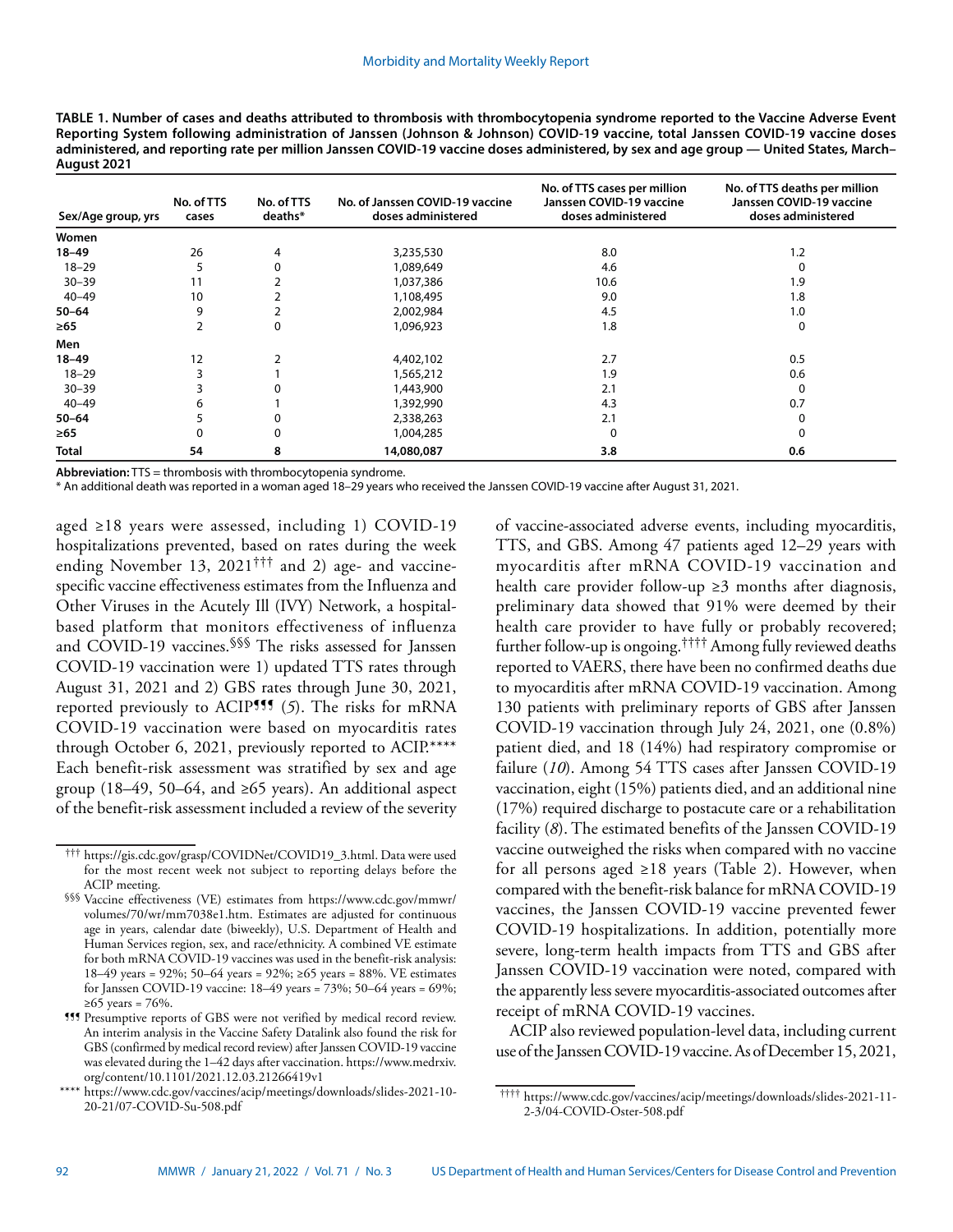**TABLE 1. Number of cases and deaths attributed to thrombosis with thrombocytopenia syndrome reported to the Vaccine Adverse Event Reporting System following administration of Janssen (Johnson & Johnson) COVID-19 vaccine, total Janssen COVID-19 vaccine doses administered, and reporting rate per million Janssen COVID-19 vaccine doses administered, by sex and age group — United States, March–August 2021**

| Sex/Age group, yrs | No. of TTS cases | No. of TTS deaths* | No. of Janssen COVID-19 vaccine doses administered | No. of TTS cases per million Janssen COVID-19 vaccine doses administered | No. of TTS deaths per million Janssen COVID-19 vaccine doses administered |
|---|---|---|---|---|---|
| **Women** | | | | | |
| **18–49** | 26 | 4 | 3,235,530 | 8.0 | 1.2 |
| 18–29 | 5 | 0 | 1,089,649 | 4.6 | 0 |
| 30–39 | 11 | 2 | 1,037,386 | 10.6 | 1.9 |
| 40–49 | 10 | 2 | 1,108,495 | 9.0 | 1.8 |
| **50–64** | 9 | 2 | 2,002,984 | 4.5 | 1.0 |
| **≥65** | 2 | 0 | 1,096,923 | 1.8 | 0 |
| **Men** | | | | | |
| **18–49** | 12 | 2 | 4,402,102 | 2.7 | 0.5 |
| 18–29 | 3 | 1 | 1,565,212 | 1.9 | 0.6 |
| 30–39 | 3 | 0 | 1,443,900 | 2.1 | 0 |
| 40–49 | 6 | 1 | 1,392,990 | 4.3 | 0.7 |
| **50–64** | 5 | 0 | 2,338,263 | 2.1 | 0 |
| **≥65** | 0 | 0 | 1,004,285 | 0 | 0 |
| **Total** | **54** | **8** | **14,080,087** | **3.8** | **0.6** |

**Abbreviation:** TTS = thrombosis with thrombocytopenia syndrome.

* An additional death was reported in a woman aged 18–29 years who received the Janssen COVID-19 vaccine after August 31, 2021.

aged ≥18 years were assessed, including 1) COVID-19 hospitalizations prevented, based on rates during the week ending November 13, 2021[†††] and 2) age- and vaccine-specific vaccine effectiveness estimates from the Influenza and Other Viruses in the Acutely Ill (IVY) Network, a hospital-based platform that monitors effectiveness of influenza and COVID-19 vaccines.[§§§] The risks assessed for Janssen COVID-19 vaccination were 1) updated TTS rates through August 31, 2021 and 2) GBS rates through June 30, 2021, reported previously to ACIP[¶¶¶] (*5*). The risks for mRNA COVID-19 vaccination were based on myocarditis rates through October 6, 2021, previously reported to ACIP.[****] Each benefit-risk assessment was stratified by sex and age group (18–49, 50–64, and ≥65 years). An additional aspect of the benefit-risk assessment included a review of the severity of vaccine-associated adverse events, including myocarditis, TTS, and GBS. Among 47 patients aged 12–29 years with myocarditis after mRNA COVID-19 vaccination and health care provider follow-up ≥3 months after diagnosis, preliminary data showed that 91% were deemed by their health care provider to have fully or probably recovered; further follow-up is ongoing.[††††] Among fully reviewed deaths reported to VAERS, there have been no confirmed deaths due to myocarditis after mRNA COVID-19 vaccination. Among 130 patients with preliminary reports of GBS after Janssen COVID-19 vaccination through July 24, 2021, one (0.8%) patient died, and 18 (14%) had respiratory compromise or failure (*10*). Among 54 TTS cases after Janssen COVID-19 vaccination, eight (15%) patients died, and an additional nine (17%) required discharge to postacute care or a rehabilitation facility (*8*). The estimated benefits of the Janssen COVID-19 vaccine outweighed the risks when compared with no vaccine for all persons aged ≥18 years (Table 2). However, when compared with the benefit-risk balance for mRNA COVID-19 vaccines, the Janssen COVID-19 vaccine prevented fewer COVID-19 hospitalizations. In addition, potentially more severe, long-term health impacts from TTS and GBS after Janssen COVID-19 vaccination were noted, compared with the apparently less severe myocarditis-associated outcomes after receipt of mRNA COVID-19 vaccines.

ACIP also reviewed population-level data, including current use of the Janssen COVID-19 vaccine. As of December 15, 2021,

††† https://gis.cdc.gov/grasp/COVIDNet/COVID19_3.html. Data were used for the most recent week not subject to reporting delays before the ACIP meeting.

§§§ Vaccine effectiveness (VE) estimates from https://www.cdc.gov/mmwr/volumes/70/wr/mm7038e1.htm. Estimates are adjusted for continuous age in years, calendar date (biweekly), U.S. Department of Health and Human Services region, sex, and race/ethnicity. A combined VE estimate for both mRNA COVID-19 vaccines was used in the benefit-risk analysis: 18–49 years = 92%; 50–64 years = 92%; ≥65 years = 88%. VE estimates for Janssen COVID-19 vaccine: 18–49 years = 73%; 50–64 years = 69%; ≥65 years = 76%.

¶¶¶ Presumptive reports of GBS were not verified by medical record review. An interim analysis in the Vaccine Safety Datalink also found the risk for GBS (confirmed by medical record review) after Janssen COVID-19 vaccine was elevated during the 1–42 days after vaccination. https://www.medrxiv.org/content/10.1101/2021.12.03.21266419v1

**** https://www.cdc.gov/vaccines/acip/meetings/downloads/slides-2021-10-20-21/07-COVID-Su-508.pdf

†††† https://www.cdc.gov/vaccines/acip/meetings/downloads/slides-2021-11-2-3/04-COVID-Oster-508.pdf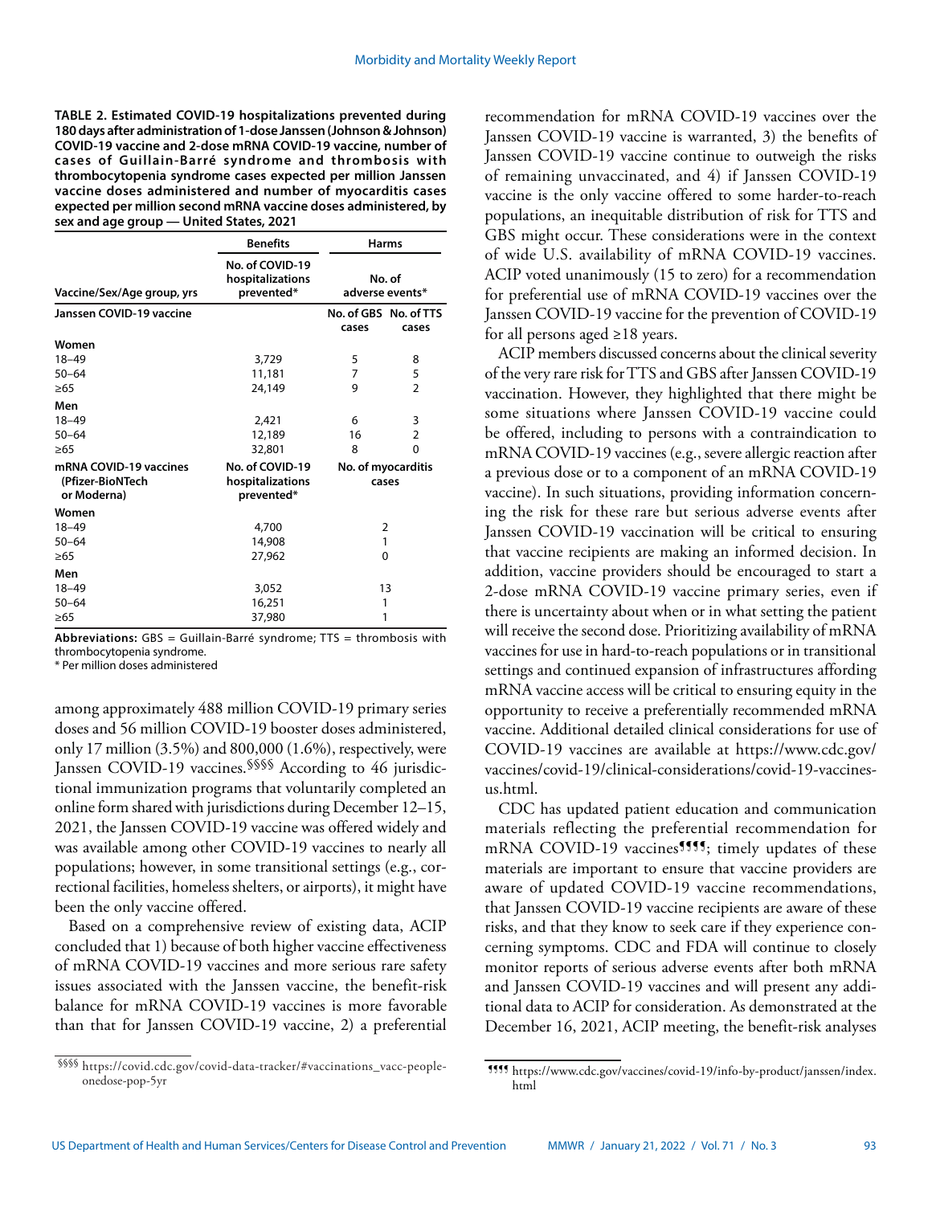**TABLE 2. Estimated COVID-19 hospitalizations prevented during 180 days after administration of 1-dose Janssen (Johnson & Johnson) COVID-19 vaccine and 2-dose mRNA COVID-19 vaccine, number of cases of Guillain-Barré syndrome and thrombosis with thrombocytopenia syndrome cases expected per million Janssen vaccine doses administered and number of myocarditis cases expected per million second mRNA vaccine doses administered, by sex and age group — United States, 2021**

| Vaccine/Sex/Age group, yrs | Benefits | Harms | |
|---|---|---|---|
| | No. of COVID-19 hospitalizations prevented* | No. of adverse events* | |
| **Janssen COVID-19 vaccine** | | **No. of GBS cases** | **No. of TTS cases** |
| **Women** | | | |
| 18–49 | 3,729 | 5 | 8 |
| 50–64 | 11,181 | 7 | 5 |
| ≥65 | 24,149 | 9 | 2 |
| **Men** | | | |
| 18–49 | 2,421 | 6 | 3 |
| 50–64 | 12,189 | 16 | 2 |
| ≥65 | 32,801 | 8 | 0 |
| **mRNA COVID-19 vaccines (Pfizer-BioNTech or Moderna)** | **No. of COVID-19 hospitalizations prevented*** | **No. of myocarditis cases** | |
| **Women** | | | |
| 18–49 | 4,700 | 2 | |
| 50–64 | 14,908 | 1 | |
| ≥65 | 27,962 | 0 | |
| **Men** | | | |
| 18–49 | 3,052 | 13 | |
| 50–64 | 16,251 | 1 | |
| ≥65 | 37,980 | 1 | |

**Abbreviations:** GBS = Guillain-Barré syndrome; TTS = thrombosis with thrombocytopenia syndrome.
* Per million doses administered

among approximately 488 million COVID-19 primary series doses and 56 million COVID-19 booster doses administered, only 17 million (3.5%) and 800,000 (1.6%), respectively, were Janssen COVID-19 vaccines.§§§§ According to 46 jurisdictional immunization programs that voluntarily completed an online form shared with jurisdictions during December 12–15, 2021, the Janssen COVID-19 vaccine was offered widely and was available among other COVID-19 vaccines to nearly all populations; however, in some transitional settings (e.g., correctional facilities, homeless shelters, or airports), it might have been the only vaccine offered.

Based on a comprehensive review of existing data, ACIP concluded that 1) because of both higher vaccine effectiveness of mRNA COVID-19 vaccines and more serious rare safety issues associated with the Janssen vaccine, the benefit-risk balance for mRNA COVID-19 vaccines is more favorable than that for Janssen COVID-19 vaccine, 2) a preferential recommendation for mRNA COVID-19 vaccines over the Janssen COVID-19 vaccine is warranted, 3) the benefits of Janssen COVID-19 vaccine continue to outweigh the risks of remaining unvaccinated, and 4) if Janssen COVID-19 vaccine is the only vaccine offered to some harder-to-reach populations, an inequitable distribution of risk for TTS and GBS might occur. These considerations were in the context of wide U.S. availability of mRNA COVID-19 vaccines. ACIP voted unanimously (15 to zero) for a recommendation for preferential use of mRNA COVID-19 vaccines over the Janssen COVID-19 vaccine for the prevention of COVID-19 for all persons aged ≥18 years.

ACIP members discussed concerns about the clinical severity of the very rare risk for TTS and GBS after Janssen COVID-19 vaccination. However, they highlighted that there might be some situations where Janssen COVID-19 vaccine could be offered, including to persons with a contraindication to mRNA COVID-19 vaccines (e.g., severe allergic reaction after a previous dose or to a component of an mRNA COVID-19 vaccine). In such situations, providing information concerning the risk for these rare but serious adverse events after Janssen COVID-19 vaccination will be critical to ensuring that vaccine recipients are making an informed decision. In addition, vaccine providers should be encouraged to start a 2-dose mRNA COVID-19 vaccine primary series, even if there is uncertainty about when or in what setting the patient will receive the second dose. Prioritizing availability of mRNA vaccines for use in hard-to-reach populations or in transitional settings and continued expansion of infrastructures affording mRNA vaccine access will be critical to ensuring equity in the opportunity to receive a preferentially recommended mRNA vaccine. Additional detailed clinical considerations for use of COVID-19 vaccines are available at https://www.cdc.gov/vaccines/covid-19/clinical-considerations/covid-19-vaccines-us.html.

CDC has updated patient education and communication materials reflecting the preferential recommendation for mRNA COVID-19 vaccines¶¶¶¶; timely updates of these materials are important to ensure that vaccine providers are aware of updated COVID-19 vaccine recommendations, that Janssen COVID-19 vaccine recipients are aware of these risks, and that they know to seek care if they experience concerning symptoms. CDC and FDA will continue to closely monitor reports of serious adverse events after both mRNA and Janssen COVID-19 vaccines and will present any additional data to ACIP for consideration. As demonstrated at the December 16, 2021, ACIP meeting, the benefit-risk analyses

§§§§ https://covid.cdc.gov/covid-data-tracker/#vaccinations_vacc-people-onedose-pop-5yr

¶¶¶¶ https://www.cdc.gov/vaccines/covid-19/info-by-product/janssen/index.html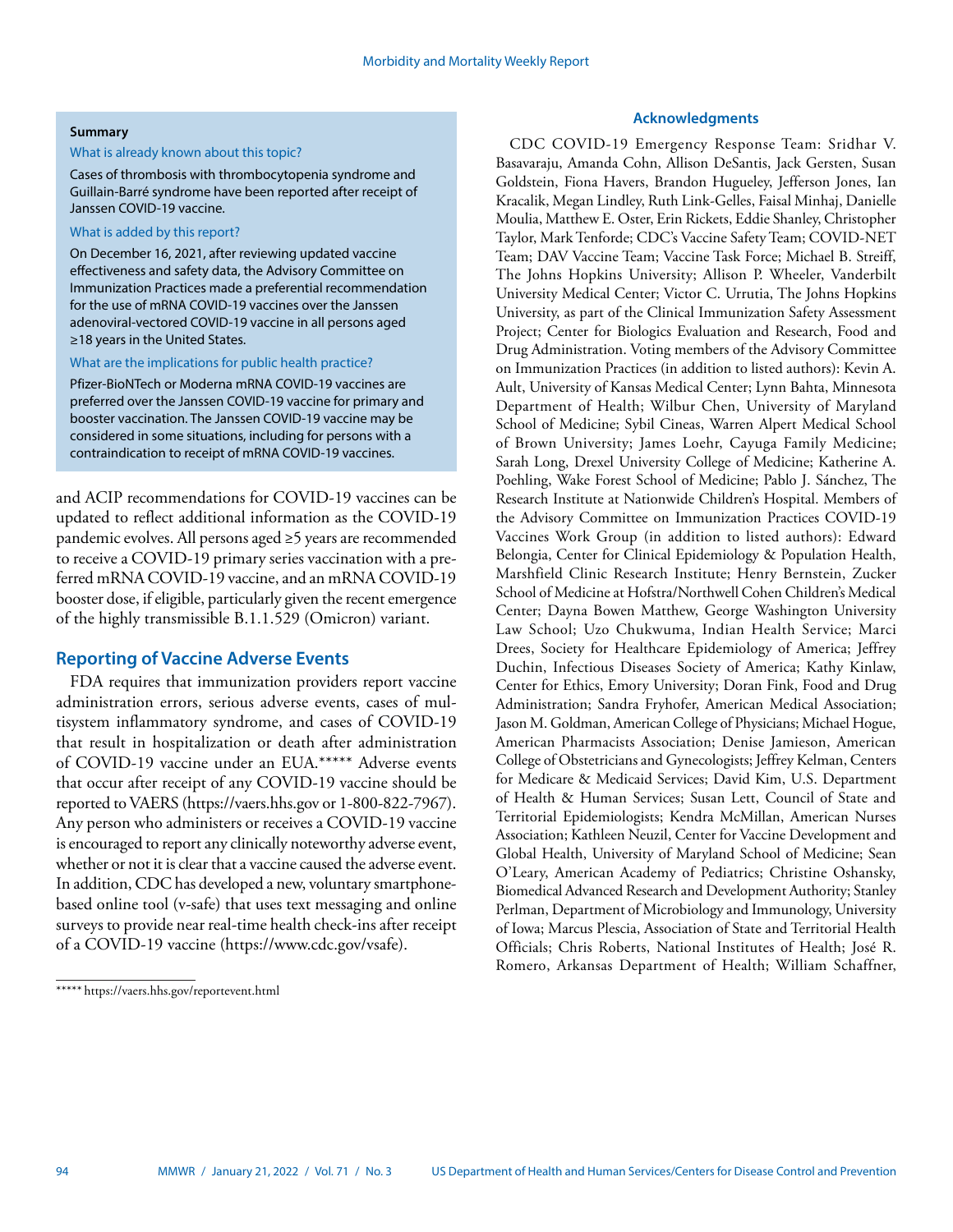**Summary**

What is already known about this topic?

Cases of thrombosis with thrombocytopenia syndrome and Guillain-Barré syndrome have been reported after receipt of Janssen COVID-19 vaccine.

What is added by this report?

On December 16, 2021, after reviewing updated vaccine effectiveness and safety data, the Advisory Committee on Immunization Practices made a preferential recommendation for the use of mRNA COVID-19 vaccines over the Janssen adenoviral-vectored COVID-19 vaccine in all persons aged ≥18 years in the United States.

What are the implications for public health practice?

Pfizer-BioNTech or Moderna mRNA COVID-19 vaccines are preferred over the Janssen COVID-19 vaccine for primary and booster vaccination. The Janssen COVID-19 vaccine may be considered in some situations, including for persons with a contraindication to receipt of mRNA COVID-19 vaccines.

and ACIP recommendations for COVID-19 vaccines can be updated to reflect additional information as the COVID-19 pandemic evolves. All persons aged ≥5 years are recommended to receive a COVID-19 primary series vaccination with a preferred mRNA COVID-19 vaccine, and an mRNA COVID-19 booster dose, if eligible, particularly given the recent emergence of the highly transmissible B.1.1.529 (Omicron) variant.

## Reporting of Vaccine Adverse Events

FDA requires that immunization providers report vaccine administration errors, serious adverse events, cases of multisystem inflammatory syndrome, and cases of COVID-19 that result in hospitalization or death after administration of COVID-19 vaccine under an EUA.***** Adverse events that occur after receipt of any COVID-19 vaccine should be reported to VAERS (https://vaers.hhs.gov or 1-800-822-7967). Any person who administers or receives a COVID-19 vaccine is encouraged to report any clinically noteworthy adverse event, whether or not it is clear that a vaccine caused the adverse event. In addition, CDC has developed a new, voluntary smartphone-based online tool (v-safe) that uses text messaging and online surveys to provide near real-time health check-ins after receipt of a COVID-19 vaccine (https://www.cdc.gov/vsafe).

***** https://vaers.hhs.gov/reportevent.html

## Acknowledgments

CDC COVID-19 Emergency Response Team: Sridhar V. Basavaraju, Amanda Cohn, Allison DeSantis, Jack Gersten, Susan Goldstein, Fiona Havers, Brandon Hugueley, Jefferson Jones, Ian Kracalik, Megan Lindley, Ruth Link-Gelles, Faisal Minhaj, Danielle Moulia, Matthew E. Oster, Erin Rickets, Eddie Shanley, Christopher Taylor, Mark Tenforde; CDC's Vaccine Safety Team; COVID-NET Team; DAV Vaccine Team; Vaccine Task Force; Michael B. Streiff, The Johns Hopkins University; Allison P. Wheeler, Vanderbilt University Medical Center; Victor C. Urrutia, The Johns Hopkins University, as part of the Clinical Immunization Safety Assessment Project; Center for Biologics Evaluation and Research, Food and Drug Administration. Voting members of the Advisory Committee on Immunization Practices (in addition to listed authors): Kevin A. Ault, University of Kansas Medical Center; Lynn Bahta, Minnesota Department of Health; Wilbur Chen, University of Maryland School of Medicine; Sybil Cineas, Warren Alpert Medical School of Brown University; James Loehr, Cayuga Family Medicine; Sarah Long, Drexel University College of Medicine; Katherine A. Poehling, Wake Forest School of Medicine; Pablo J. Sánchez, The Research Institute at Nationwide Children's Hospital. Members of the Advisory Committee on Immunization Practices COVID-19 Vaccines Work Group (in addition to listed authors): Edward Belongia, Center for Clinical Epidemiology & Population Health, Marshfield Clinic Research Institute; Henry Bernstein, Zucker School of Medicine at Hofstra/Northwell Cohen Children's Medical Center; Dayna Bowen Matthew, George Washington University Law School; Uzo Chukwuma, Indian Health Service; Marci Drees, Society for Healthcare Epidemiology of America; Jeffrey Duchin, Infectious Diseases Society of America; Kathy Kinlaw, Center for Ethics, Emory University; Doran Fink, Food and Drug Administration; Sandra Fryhofer, American Medical Association; Jason M. Goldman, American College of Physicians; Michael Hogue, American Pharmacists Association; Denise Jamieson, American College of Obstetricians and Gynecologists; Jeffrey Kelman, Centers for Medicare & Medicaid Services; David Kim, U.S. Department of Health & Human Services; Susan Lett, Council of State and Territorial Epidemiologists; Kendra McMillan, American Nurses Association; Kathleen Neuzil, Center for Vaccine Development and Global Health, University of Maryland School of Medicine; Sean O'Leary, American Academy of Pediatrics; Christine Oshansky, Biomedical Advanced Research and Development Authority; Stanley Perlman, Department of Microbiology and Immunology, University of Iowa; Marcus Plescia, Association of State and Territorial Health Officials; Chris Roberts, National Institutes of Health; José R. Romero, Arkansas Department of Health; William Schaffner,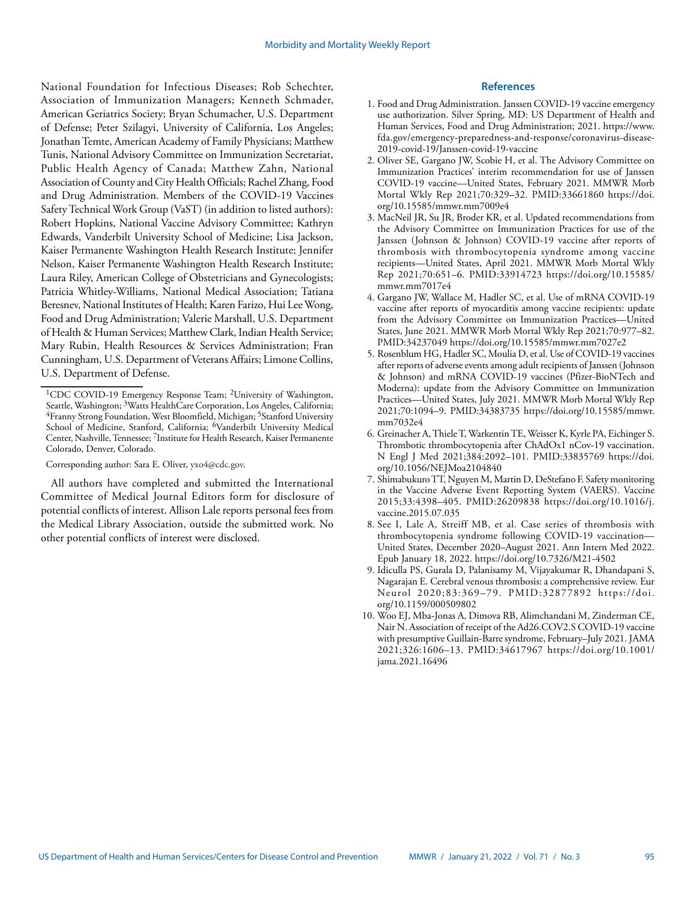National Foundation for Infectious Diseases; Rob Schechter, Association of Immunization Managers; Kenneth Schmader, American Geriatrics Society; Bryan Schumacher, U.S. Department of Defense; Peter Szilagyi, University of California, Los Angeles; Jonathan Temte, American Academy of Family Physicians; Matthew Tunis, National Advisory Committee on Immunization Secretariat, Public Health Agency of Canada; Matthew Zahn, National Association of County and City Health Officials; Rachel Zhang, Food and Drug Administration. Members of the COVID-19 Vaccines Safety Technical Work Group (VaST) (in addition to listed authors): Robert Hopkins, National Vaccine Advisory Committee; Kathryn Edwards, Vanderbilt University School of Medicine; Lisa Jackson, Kaiser Permanente Washington Health Research Institute; Jennifer Nelson, Kaiser Permanente Washington Health Research Institute; Laura Riley, American College of Obstetricians and Gynecologists; Patricia Whitley-Williams, National Medical Association; Tatiana Beresnev, National Institutes of Health; Karen Farizo, Hui Lee Wong, Food and Drug Administration; Valerie Marshall, U.S. Department of Health & Human Services; Matthew Clark, Indian Health Service; Mary Rubin, Health Resources & Services Administration; Fran Cunningham, U.S. Department of Veterans Affairs; Limone Collins, U.S. Department of Defense.

---

[1]CDC COVID-19 Emergency Response Team; [2]University of Washington, Seattle, Washington; [3]Watts HealthCare Corporation, Los Angeles, California; [4]Franny Strong Foundation, West Bloomfield, Michigan; [5]Stanford University School of Medicine, Stanford, California; [6]Vanderbilt University Medical Center, Nashville, Tennessee; [7]Institute for Health Research, Kaiser Permanente Colorado, Denver, Colorado.

Corresponding author: Sara E. Oliver, yxo4@cdc.gov.

All authors have completed and submitted the International Committee of Medical Journal Editors form for disclosure of potential conflicts of interest. Allison Lale reports personal fees from the Medical Library Association, outside the submitted work. No other potential conflicts of interest were disclosed.

## References

1. Food and Drug Administration. Janssen COVID-19 vaccine emergency use authorization. Silver Spring, MD: US Department of Health and Human Services, Food and Drug Administration; 2021. https://www.fda.gov/emergency-preparedness-and-response/coronavirus-disease-2019-covid-19/Janssen-covid-19-vaccine
2. Oliver SE, Gargano JW, Scobie H, et al. The Advisory Committee on Immunization Practices' interim recommendation for use of Janssen COVID-19 vaccine—United States, February 2021. MMWR Morb Mortal Wkly Rep 2021;70:329–32. PMID:33661860 https://doi.org/10.15585/mmwr.mm7009e4
3. MacNeil JR, Su JR, Broder KR, et al. Updated recommendations from the Advisory Committee on Immunization Practices for use of the Janssen (Johnson & Johnson) COVID-19 vaccine after reports of thrombosis with thrombocytopenia syndrome among vaccine recipients—United States, April 2021. MMWR Morb Mortal Wkly Rep 2021;70:651–6. PMID:33914723 https://doi.org/10.15585/mmwr.mm7017e4
4. Gargano JW, Wallace M, Hadler SC, et al. Use of mRNA COVID-19 vaccine after reports of myocarditis among vaccine recipients: update from the Advisory Committee on Immunization Practices—United States, June 2021. MMWR Morb Mortal Wkly Rep 2021;70:977–82. PMID:34237049 https://doi.org/10.15585/mmwr.mm7027e2
5. Rosenblum HG, Hadler SC, Moulia D, et al. Use of COVID-19 vaccines after reports of adverse events among adult recipients of Janssen (Johnson & Johnson) and mRNA COVID-19 vaccines (Pfizer-BioNTech and Moderna): update from the Advisory Committee on Immunization Practices—United States, July 2021. MMWR Morb Mortal Wkly Rep 2021;70:1094–9. PMID:34383735 https://doi.org/10.15585/mmwr.mm7032e4
6. Greinacher A, Thiele T, Warkentin TE, Weisser K, Kyrle PA, Eichinger S. Thrombotic thrombocytopenia after ChAdOx1 nCov-19 vaccination. N Engl J Med 2021;384:2092–101. PMID:33835769 https://doi.org/10.1056/NEJMoa2104840
7. Shimabukuro TT, Nguyen M, Martin D, DeStefano F. Safety monitoring in the Vaccine Adverse Event Reporting System (VAERS). Vaccine 2015;33:4398–405. PMID:26209838 https://doi.org/10.1016/j.vaccine.2015.07.035
8. See I, Lale A, Streiff MB, et al. Case series of thrombosis with thrombocytopenia syndrome following COVID-19 vaccination—United States, December 2020–August 2021. Ann Intern Med 2022. Epub January 18, 2022. https://doi.org/10.7326/M21-4502
9. Idiculla PS, Gurala D, Palanisamy M, Vijayakumar R, Dhandapani S, Nagarajan E. Cerebral venous thrombosis: a comprehensive review. Eur Neurol 2020;83:369–79. PMID:32877892 https://doi.org/10.1159/000509802
10. Woo EJ, Mba-Jonas A, Dimova RB, Alimchandani M, Zinderman CE, Nair N. Association of receipt of the Ad26.COV2.S COVID-19 vaccine with presumptive Guillain-Barre syndrome, February–July 2021. JAMA 2021;326:1606–13. PMID:34617967 https://doi.org/10.1001/jama.2021.16496